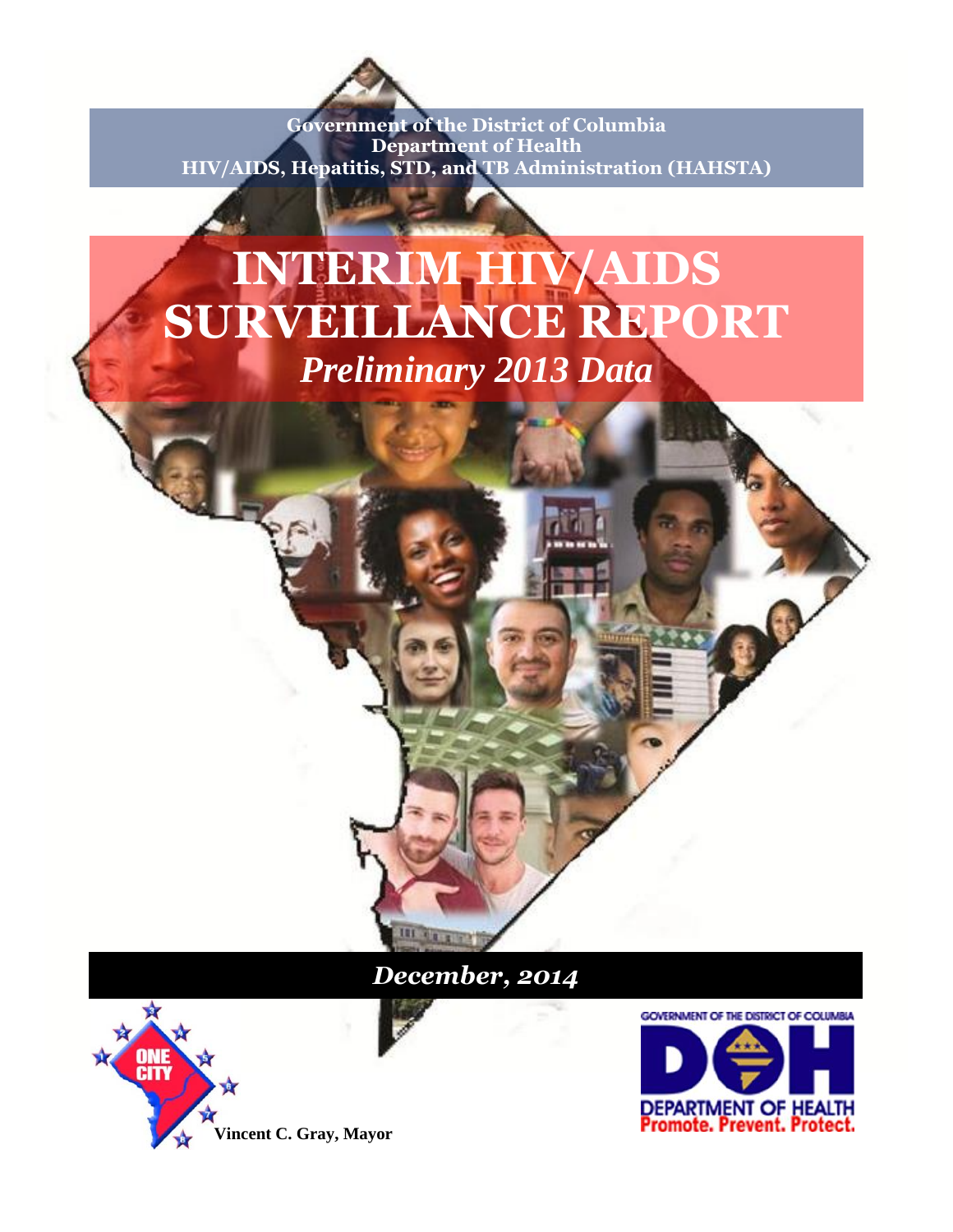**Government of the District of Columbia**
**Department of Health**
**HIV/AIDS, Hepatitis, STD, and TB Administration (HAHSTA)**

# INTERIM HIV/AIDS SURVEILLANCE REPORT

## *Preliminary 2013 Data*

***December, 2014***

**Vincent C. Gray, Mayor**

GOVERNMENT OF THE DISTRICT OF COLUMBIA
DEPARTMENT OF HEALTH
Promote. Prevent. Protect.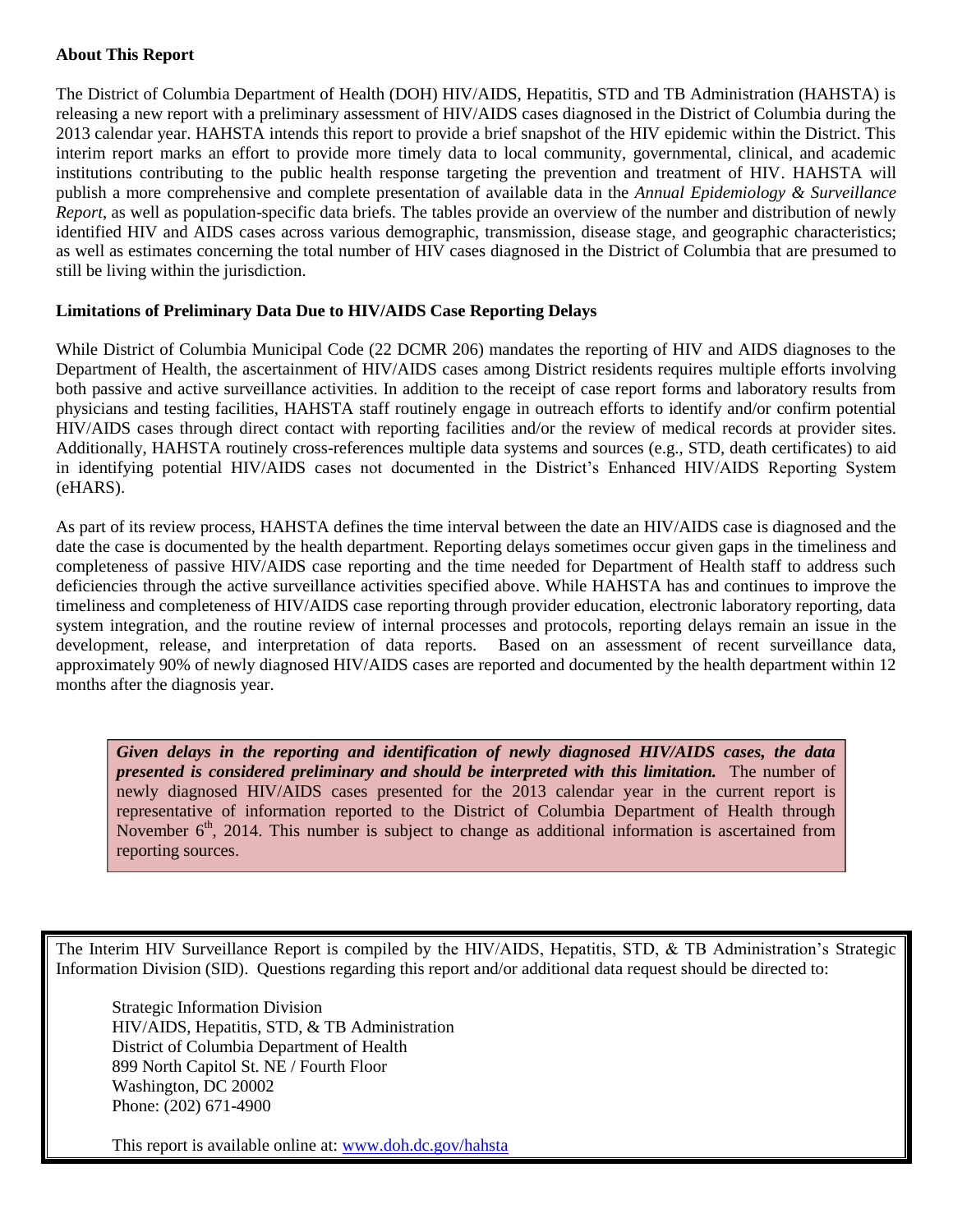## About This Report

The District of Columbia Department of Health (DOH) HIV/AIDS, Hepatitis, STD and TB Administration (HAHSTA) is releasing a new report with a preliminary assessment of HIV/AIDS cases diagnosed in the District of Columbia during the 2013 calendar year. HAHSTA intends this report to provide a brief snapshot of the HIV epidemic within the District. This interim report marks an effort to provide more timely data to local community, governmental, clinical, and academic institutions contributing to the public health response targeting the prevention and treatment of HIV. HAHSTA will publish a more comprehensive and complete presentation of available data in the *Annual Epidemiology & Surveillance Report*, as well as population-specific data briefs. The tables provide an overview of the number and distribution of newly identified HIV and AIDS cases across various demographic, transmission, disease stage, and geographic characteristics; as well as estimates concerning the total number of HIV cases diagnosed in the District of Columbia that are presumed to still be living within the jurisdiction.

## Limitations of Preliminary Data Due to HIV/AIDS Case Reporting Delays

While District of Columbia Municipal Code (22 DCMR 206) mandates the reporting of HIV and AIDS diagnoses to the Department of Health, the ascertainment of HIV/AIDS cases among District residents requires multiple efforts involving both passive and active surveillance activities. In addition to the receipt of case report forms and laboratory results from physicians and testing facilities, HAHSTA staff routinely engage in outreach efforts to identify and/or confirm potential HIV/AIDS cases through direct contact with reporting facilities and/or the review of medical records at provider sites. Additionally, HAHSTA routinely cross-references multiple data systems and sources (e.g., STD, death certificates) to aid in identifying potential HIV/AIDS cases not documented in the District's Enhanced HIV/AIDS Reporting System (eHARS).

As part of its review process, HAHSTA defines the time interval between the date an HIV/AIDS case is diagnosed and the date the case is documented by the health department. Reporting delays sometimes occur given gaps in the timeliness and completeness of passive HIV/AIDS case reporting and the time needed for Department of Health staff to address such deficiencies through the active surveillance activities specified above. While HAHSTA has and continues to improve the timeliness and completeness of HIV/AIDS case reporting through provider education, electronic laboratory reporting, data system integration, and the routine review of internal processes and protocols, reporting delays remain an issue in the development, release, and interpretation of data reports. Based on an assessment of recent surveillance data, approximately 90% of newly diagnosed HIV/AIDS cases are reported and documented by the health department within 12 months after the diagnosis year.

> ***Given delays in the reporting and identification of newly diagnosed HIV/AIDS cases, the data presented is considered preliminary and should be interpreted with this limitation.*** The number of newly diagnosed HIV/AIDS cases presented for the 2013 calendar year in the current report is representative of information reported to the District of Columbia Department of Health through November 6th, 2014. This number is subject to change as additional information is ascertained from reporting sources.

The Interim HIV Surveillance Report is compiled by the HIV/AIDS, Hepatitis, STD, & TB Administration's Strategic Information Division (SID). Questions regarding this report and/or additional data request should be directed to:

Strategic Information Division
HIV/AIDS, Hepatitis, STD, & TB Administration
District of Columbia Department of Health
899 North Capitol St. NE / Fourth Floor
Washington, DC 20002
Phone: (202) 671-4900

This report is available online at: [www.doh.dc.gov/hahsta](http://www.doh.dc.gov/hahsta)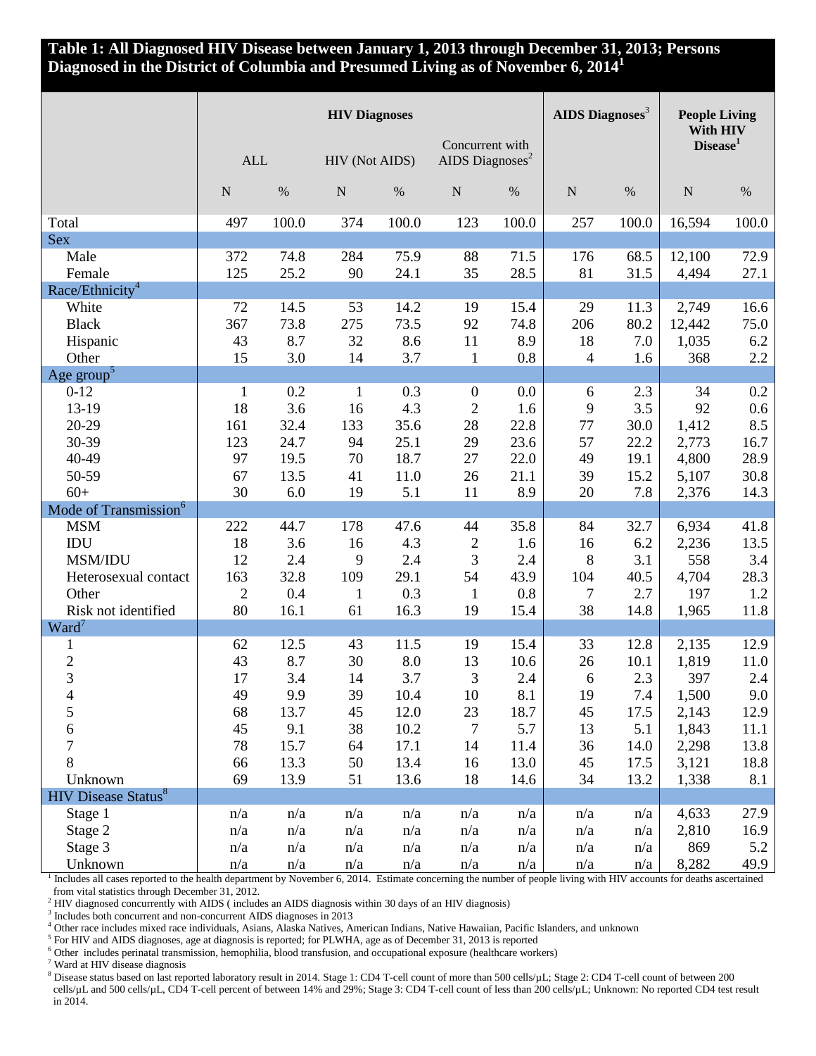## Table 1: All Diagnosed HIV Disease between January 1, 2013 through December 31, 2013; Persons Diagnosed in the District of Columbia and Presumed Living as of November 6, 2014[1]

| | HIV Diagnoses | | | | | | AIDS Diagnoses[3] | | People Living With HIV Disease[1] | |
|---|---|---|---|---|---|---|---|---|---|---|
| | ALL | | HIV (Not AIDS) | | Concurrent with AIDS Diagnoses[2] | | | | | |
| | N | % | N | % | N | % | N | % | N | % |
| Total | 497 | 100.0 | 374 | 100.0 | 123 | 100.0 | 257 | 100.0 | 16,594 | 100.0 |
| **Sex** | | | | | | | | | | |
| Male | 372 | 74.8 | 284 | 75.9 | 88 | 71.5 | 176 | 68.5 | 12,100 | 72.9 |
| Female | 125 | 25.2 | 90 | 24.1 | 35 | 28.5 | 81 | 31.5 | 4,494 | 27.1 |
| **Race/Ethnicity[4]** | | | | | | | | | | |
| White | 72 | 14.5 | 53 | 14.2 | 19 | 15.4 | 29 | 11.3 | 2,749 | 16.6 |
| Black | 367 | 73.8 | 275 | 73.5 | 92 | 74.8 | 206 | 80.2 | 12,442 | 75.0 |
| Hispanic | 43 | 8.7 | 32 | 8.6 | 11 | 8.9 | 18 | 7.0 | 1,035 | 6.2 |
| Other | 15 | 3.0 | 14 | 3.7 | 1 | 0.8 | 4 | 1.6 | 368 | 2.2 |
| **Age group[5]** | | | | | | | | | | |
| 0-12 | 1 | 0.2 | 1 | 0.3 | 0 | 0.0 | 6 | 2.3 | 34 | 0.2 |
| 13-19 | 18 | 3.6 | 16 | 4.3 | 2 | 1.6 | 9 | 3.5 | 92 | 0.6 |
| 20-29 | 161 | 32.4 | 133 | 35.6 | 28 | 22.8 | 77 | 30.0 | 1,412 | 8.5 |
| 30-39 | 123 | 24.7 | 94 | 25.1 | 29 | 23.6 | 57 | 22.2 | 2,773 | 16.7 |
| 40-49 | 97 | 19.5 | 70 | 18.7 | 27 | 22.0 | 49 | 19.1 | 4,800 | 28.9 |
| 50-59 | 67 | 13.5 | 41 | 11.0 | 26 | 21.1 | 39 | 15.2 | 5,107 | 30.8 |
| 60+ | 30 | 6.0 | 19 | 5.1 | 11 | 8.9 | 20 | 7.8 | 2,376 | 14.3 |
| **Mode of Transmission[6]** | | | | | | | | | | |
| MSM | 222 | 44.7 | 178 | 47.6 | 44 | 35.8 | 84 | 32.7 | 6,934 | 41.8 |
| IDU | 18 | 3.6 | 16 | 4.3 | 2 | 1.6 | 16 | 6.2 | 2,236 | 13.5 |
| MSM/IDU | 12 | 2.4 | 9 | 2.4 | 3 | 2.4 | 8 | 3.1 | 558 | 3.4 |
| Heterosexual contact | 163 | 32.8 | 109 | 29.1 | 54 | 43.9 | 104 | 40.5 | 4,704 | 28.3 |
| Other | 2 | 0.4 | 1 | 0.3 | 1 | 0.8 | 7 | 2.7 | 197 | 1.2 |
| Risk not identified | 80 | 16.1 | 61 | 16.3 | 19 | 15.4 | 38 | 14.8 | 1,965 | 11.8 |
| **Ward[7]** | | | | | | | | | | |
| 1 | 62 | 12.5 | 43 | 11.5 | 19 | 15.4 | 33 | 12.8 | 2,135 | 12.9 |
| 2 | 43 | 8.7 | 30 | 8.0 | 13 | 10.6 | 26 | 10.1 | 1,819 | 11.0 |
| 3 | 17 | 3.4 | 14 | 3.7 | 3 | 2.4 | 6 | 2.3 | 397 | 2.4 |
| 4 | 49 | 9.9 | 39 | 10.4 | 10 | 8.1 | 19 | 7.4 | 1,500 | 9.0 |
| 5 | 68 | 13.7 | 45 | 12.0 | 23 | 18.7 | 45 | 17.5 | 2,143 | 12.9 |
| 6 | 45 | 9.1 | 38 | 10.2 | 7 | 5.7 | 13 | 5.1 | 1,843 | 11.1 |
| 7 | 78 | 15.7 | 64 | 17.1 | 14 | 11.4 | 36 | 14.0 | 2,298 | 13.8 |
| 8 | 66 | 13.3 | 50 | 13.4 | 16 | 13.0 | 45 | 17.5 | 3,121 | 18.8 |
| Unknown | 69 | 13.9 | 51 | 13.6 | 18 | 14.6 | 34 | 13.2 | 1,338 | 8.1 |
| **HIV Disease Status[8]** | | | | | | | | | | |
| Stage 1 | n/a | n/a | n/a | n/a | n/a | n/a | n/a | n/a | 4,633 | 27.9 |
| Stage 2 | n/a | n/a | n/a | n/a | n/a | n/a | n/a | n/a | 2,810 | 16.9 |
| Stage 3 | n/a | n/a | n/a | n/a | n/a | n/a | n/a | n/a | 869 | 5.2 |
| Unknown | n/a | n/a | n/a | n/a | n/a | n/a | n/a | n/a | 8,282 | 49.9 |

[1] Includes all cases reported to the health department by November 6, 2014. Estimate concerning the number of people living with HIV accounts for deaths ascertained from vital statistics through December 31, 2012.

[2] HIV diagnosed concurrently with AIDS ( includes an AIDS diagnosis within 30 days of an HIV diagnosis)

[3] Includes both concurrent and non-concurrent AIDS diagnoses in 2013

[4] Other race includes mixed race individuals, Asians, Alaska Natives, American Indians, Native Hawaiian, Pacific Islanders, and unknown

[5] For HIV and AIDS diagnoses, age at diagnosis is reported; for PLWHA, age as of December 31, 2013 is reported

[6] Other includes perinatal transmission, hemophilia, blood transfusion, and occupational exposure (healthcare workers)

[7] Ward at HIV disease diagnosis

[8] Disease status based on last reported laboratory result in 2014. Stage 1: CD4 T-cell count of more than 500 cells/µL; Stage 2: CD4 T-cell count of between 200 cells/µL and 500 cells/µL, CD4 T-cell percent of between 14% and 29%; Stage 3: CD4 T-cell count of less than 200 cells/µL; Unknown: No reported CD4 test result in 2014.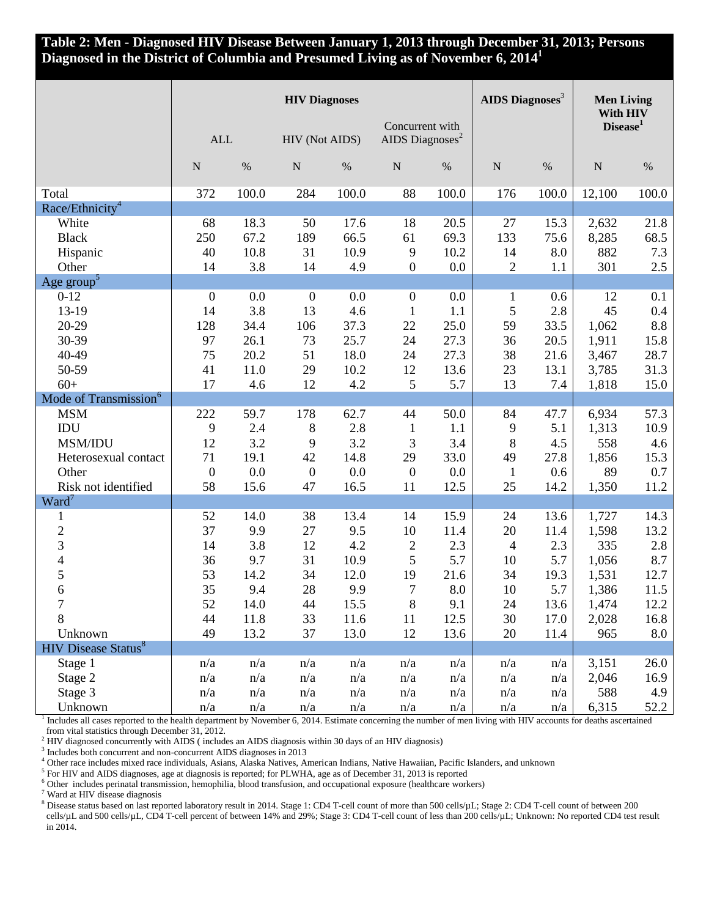**Table 2: Men - Diagnosed HIV Disease Between January 1, 2013 through December 31, 2013; Persons Diagnosed in the District of Columbia and Presumed Living as of November 6, 2014[1]**

| | HIV Diagnoses | | | | | | AIDS Diagnoses[3] | | Men Living With HIV Disease[1] | |
|---|---|---|---|---|---|---|---|---|---|---|
| | ALL | | HIV (Not AIDS) | | Concurrent with AIDS Diagnoses[2] | | | | | |
| | N | % | N | % | N | % | N | % | N | % |
| Total | 372 | 100.0 | 284 | 100.0 | 88 | 100.0 | 176 | 100.0 | 12,100 | 100.0 |
| Race/Ethnicity[4] | | | | | | | | | | |
| White | 68 | 18.3 | 50 | 17.6 | 18 | 20.5 | 27 | 15.3 | 2,632 | 21.8 |
| Black | 250 | 67.2 | 189 | 66.5 | 61 | 69.3 | 133 | 75.6 | 8,285 | 68.5 |
| Hispanic | 40 | 10.8 | 31 | 10.9 | 9 | 10.2 | 14 | 8.0 | 882 | 7.3 |
| Other | 14 | 3.8 | 14 | 4.9 | 0 | 0.0 | 2 | 1.1 | 301 | 2.5 |
| Age group[5] | | | | | | | | | | |
| 0-12 | 0 | 0.0 | 0 | 0.0 | 0 | 0.0 | 1 | 0.6 | 12 | 0.1 |
| 13-19 | 14 | 3.8 | 13 | 4.6 | 1 | 1.1 | 5 | 2.8 | 45 | 0.4 |
| 20-29 | 128 | 34.4 | 106 | 37.3 | 22 | 25.0 | 59 | 33.5 | 1,062 | 8.8 |
| 30-39 | 97 | 26.1 | 73 | 25.7 | 24 | 27.3 | 36 | 20.5 | 1,911 | 15.8 |
| 40-49 | 75 | 20.2 | 51 | 18.0 | 24 | 27.3 | 38 | 21.6 | 3,467 | 28.7 |
| 50-59 | 41 | 11.0 | 29 | 10.2 | 12 | 13.6 | 23 | 13.1 | 3,785 | 31.3 |
| 60+ | 17 | 4.6 | 12 | 4.2 | 5 | 5.7 | 13 | 7.4 | 1,818 | 15.0 |
| Mode of Transmission[6] | | | | | | | | | | |
| MSM | 222 | 59.7 | 178 | 62.7 | 44 | 50.0 | 84 | 47.7 | 6,934 | 57.3 |
| IDU | 9 | 2.4 | 8 | 2.8 | 1 | 1.1 | 9 | 5.1 | 1,313 | 10.9 |
| MSM/IDU | 12 | 3.2 | 9 | 3.2 | 3 | 3.4 | 8 | 4.5 | 558 | 4.6 |
| Heterosexual contact | 71 | 19.1 | 42 | 14.8 | 29 | 33.0 | 49 | 27.8 | 1,856 | 15.3 |
| Other | 0 | 0.0 | 0 | 0.0 | 0 | 0.0 | 1 | 0.6 | 89 | 0.7 |
| Risk not identified | 58 | 15.6 | 47 | 16.5 | 11 | 12.5 | 25 | 14.2 | 1,350 | 11.2 |
| Ward[7] | | | | | | | | | | |
| 1 | 52 | 14.0 | 38 | 13.4 | 14 | 15.9 | 24 | 13.6 | 1,727 | 14.3 |
| 2 | 37 | 9.9 | 27 | 9.5 | 10 | 11.4 | 20 | 11.4 | 1,598 | 13.2 |
| 3 | 14 | 3.8 | 12 | 4.2 | 2 | 2.3 | 4 | 2.3 | 335 | 2.8 |
| 4 | 36 | 9.7 | 31 | 10.9 | 5 | 5.7 | 10 | 5.7 | 1,056 | 8.7 |
| 5 | 53 | 14.2 | 34 | 12.0 | 19 | 21.6 | 34 | 19.3 | 1,531 | 12.7 |
| 6 | 35 | 9.4 | 28 | 9.9 | 7 | 8.0 | 10 | 5.7 | 1,386 | 11.5 |
| 7 | 52 | 14.0 | 44 | 15.5 | 8 | 9.1 | 24 | 13.6 | 1,474 | 12.2 |
| 8 | 44 | 11.8 | 33 | 11.6 | 11 | 12.5 | 30 | 17.0 | 2,028 | 16.8 |
| Unknown | 49 | 13.2 | 37 | 13.0 | 12 | 13.6 | 20 | 11.4 | 965 | 8.0 |
| HIV Disease Status[8] | | | | | | | | | | |
| Stage 1 | n/a | n/a | n/a | n/a | n/a | n/a | n/a | n/a | 3,151 | 26.0 |
| Stage 2 | n/a | n/a | n/a | n/a | n/a | n/a | n/a | n/a | 2,046 | 16.9 |
| Stage 3 | n/a | n/a | n/a | n/a | n/a | n/a | n/a | n/a | 588 | 4.9 |
| Unknown | n/a | n/a | n/a | n/a | n/a | n/a | n/a | n/a | 6,315 | 52.2 |

[1] Includes all cases reported to the health department by November 6, 2014. Estimate concerning the number of men living with HIV accounts for deaths ascertained from vital statistics through December 31, 2012.

[2] HIV diagnosed concurrently with AIDS ( includes an AIDS diagnosis within 30 days of an HIV diagnosis)

[3] Includes both concurrent and non-concurrent AIDS diagnoses in 2013

[4] Other race includes mixed race individuals, Asians, Alaska Natives, American Indians, Native Hawaiian, Pacific Islanders, and unknown

[5] For HIV and AIDS diagnoses, age at diagnosis is reported; for PLWHA, age as of December 31, 2013 is reported

[6] Other includes perinatal transmission, hemophilia, blood transfusion, and occupational exposure (healthcare workers)

[7] Ward at HIV disease diagnosis

[8] Disease status based on last reported laboratory result in 2014. Stage 1: CD4 T-cell count of more than 500 cells/µL; Stage 2: CD4 T-cell count of between 200 cells/µL and 500 cells/µL, CD4 T-cell percent of between 14% and 29%; Stage 3: CD4 T-cell count of less than 200 cells/µL; Unknown: No reported CD4 test result in 2014.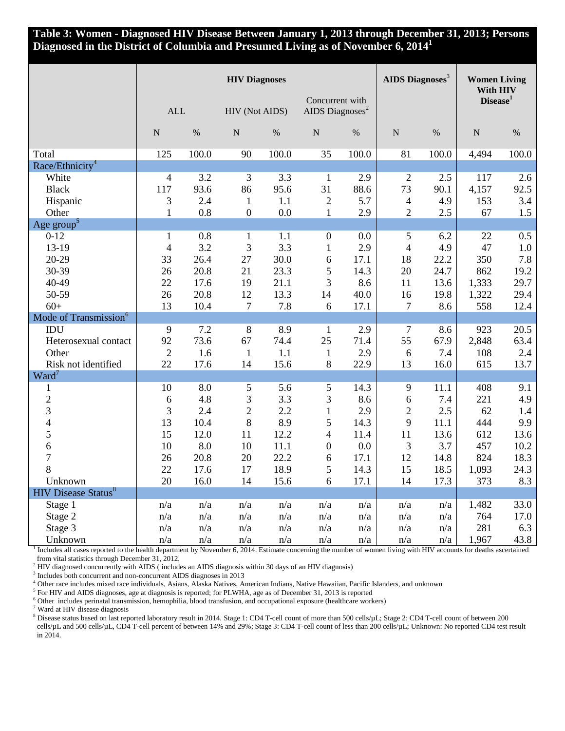**Table 3: Women - Diagnosed HIV Disease Between January 1, 2013 through December 31, 2013; Persons Diagnosed in the District of Columbia and Presumed Living as of November 6, 2014[1]**

| | HIV Diagnoses | | | | | | AIDS Diagnoses[3] | | Women Living With HIV Disease[1] | |
|---|---|---|---|---|---|---|---|---|---|---|
| | ALL | | HIV (Not AIDS) | | Concurrent with AIDS Diagnoses[2] | | | | | |
| | N | % | N | % | N | % | N | % | N | % |
| Total | 125 | 100.0 | 90 | 100.0 | 35 | 100.0 | 81 | 100.0 | 4,494 | 100.0 |
| Race/Ethnicity[4] | | | | | | | | | | |
| White | 4 | 3.2 | 3 | 3.3 | 1 | 2.9 | 2 | 2.5 | 117 | 2.6 |
| Black | 117 | 93.6 | 86 | 95.6 | 31 | 88.6 | 73 | 90.1 | 4,157 | 92.5 |
| Hispanic | 3 | 2.4 | 1 | 1.1 | 2 | 5.7 | 4 | 4.9 | 153 | 3.4 |
| Other | 1 | 0.8 | 0 | 0.0 | 1 | 2.9 | 2 | 2.5 | 67 | 1.5 |
| Age group[5] | | | | | | | | | | |
| 0-12 | 1 | 0.8 | 1 | 1.1 | 0 | 0.0 | 5 | 6.2 | 22 | 0.5 |
| 13-19 | 4 | 3.2 | 3 | 3.3 | 1 | 2.9 | 4 | 4.9 | 47 | 1.0 |
| 20-29 | 33 | 26.4 | 27 | 30.0 | 6 | 17.1 | 18 | 22.2 | 350 | 7.8 |
| 30-39 | 26 | 20.8 | 21 | 23.3 | 5 | 14.3 | 20 | 24.7 | 862 | 19.2 |
| 40-49 | 22 | 17.6 | 19 | 21.1 | 3 | 8.6 | 11 | 13.6 | 1,333 | 29.7 |
| 50-59 | 26 | 20.8 | 12 | 13.3 | 14 | 40.0 | 16 | 19.8 | 1,322 | 29.4 |
| 60+ | 13 | 10.4 | 7 | 7.8 | 6 | 17.1 | 7 | 8.6 | 558 | 12.4 |
| Mode of Transmission[6] | | | | | | | | | | |
| IDU | 9 | 7.2 | 8 | 8.9 | 1 | 2.9 | 7 | 8.6 | 923 | 20.5 |
| Heterosexual contact | 92 | 73.6 | 67 | 74.4 | 25 | 71.4 | 55 | 67.9 | 2,848 | 63.4 |
| Other | 2 | 1.6 | 1 | 1.1 | 1 | 2.9 | 6 | 7.4 | 108 | 2.4 |
| Risk not identified | 22 | 17.6 | 14 | 15.6 | 8 | 22.9 | 13 | 16.0 | 615 | 13.7 |
| Ward[7] | | | | | | | | | | |
| 1 | 10 | 8.0 | 5 | 5.6 | 5 | 14.3 | 9 | 11.1 | 408 | 9.1 |
| 2 | 6 | 4.8 | 3 | 3.3 | 3 | 8.6 | 6 | 7.4 | 221 | 4.9 |
| 3 | 3 | 2.4 | 2 | 2.2 | 1 | 2.9 | 2 | 2.5 | 62 | 1.4 |
| 4 | 13 | 10.4 | 8 | 8.9 | 5 | 14.3 | 9 | 11.1 | 444 | 9.9 |
| 5 | 15 | 12.0 | 11 | 12.2 | 4 | 11.4 | 11 | 13.6 | 612 | 13.6 |
| 6 | 10 | 8.0 | 10 | 11.1 | 0 | 0.0 | 3 | 3.7 | 457 | 10.2 |
| 7 | 26 | 20.8 | 20 | 22.2 | 6 | 17.1 | 12 | 14.8 | 824 | 18.3 |
| 8 | 22 | 17.6 | 17 | 18.9 | 5 | 14.3 | 15 | 18.5 | 1,093 | 24.3 |
| Unknown | 20 | 16.0 | 14 | 15.6 | 6 | 17.1 | 14 | 17.3 | 373 | 8.3 |
| HIV Disease Status[8] | | | | | | | | | | |
| Stage 1 | n/a | n/a | n/a | n/a | n/a | n/a | n/a | n/a | 1,482 | 33.0 |
| Stage 2 | n/a | n/a | n/a | n/a | n/a | n/a | n/a | n/a | 764 | 17.0 |
| Stage 3 | n/a | n/a | n/a | n/a | n/a | n/a | n/a | n/a | 281 | 6.3 |
| Unknown | n/a | n/a | n/a | n/a | n/a | n/a | n/a | n/a | 1,967 | 43.8 |

[1] Includes all cases reported to the health department by November 6, 2014. Estimate concerning the number of women living with HIV accounts for deaths ascertained from vital statistics through December 31, 2012.
[2] HIV diagnosed concurrently with AIDS ( includes an AIDS diagnosis within 30 days of an HIV diagnosis)
[3] Includes both concurrent and non-concurrent AIDS diagnoses in 2013
[4] Other race includes mixed race individuals, Asians, Alaska Natives, American Indians, Native Hawaiian, Pacific Islanders, and unknown
[5] For HIV and AIDS diagnoses, age at diagnosis is reported; for PLWHA, age as of December 31, 2013 is reported
[6] Other includes perinatal transmission, hemophilia, blood transfusion, and occupational exposure (healthcare workers)
[7] Ward at HIV disease diagnosis
[8] Disease status based on last reported laboratory result in 2014. Stage 1: CD4 T-cell count of more than 500 cells/µL; Stage 2: CD4 T-cell count of between 200 cells/µL and 500 cells/µL, CD4 T-cell percent of between 14% and 29%; Stage 3: CD4 T-cell count of less than 200 cells/µL; Unknown: No reported CD4 test result in 2014.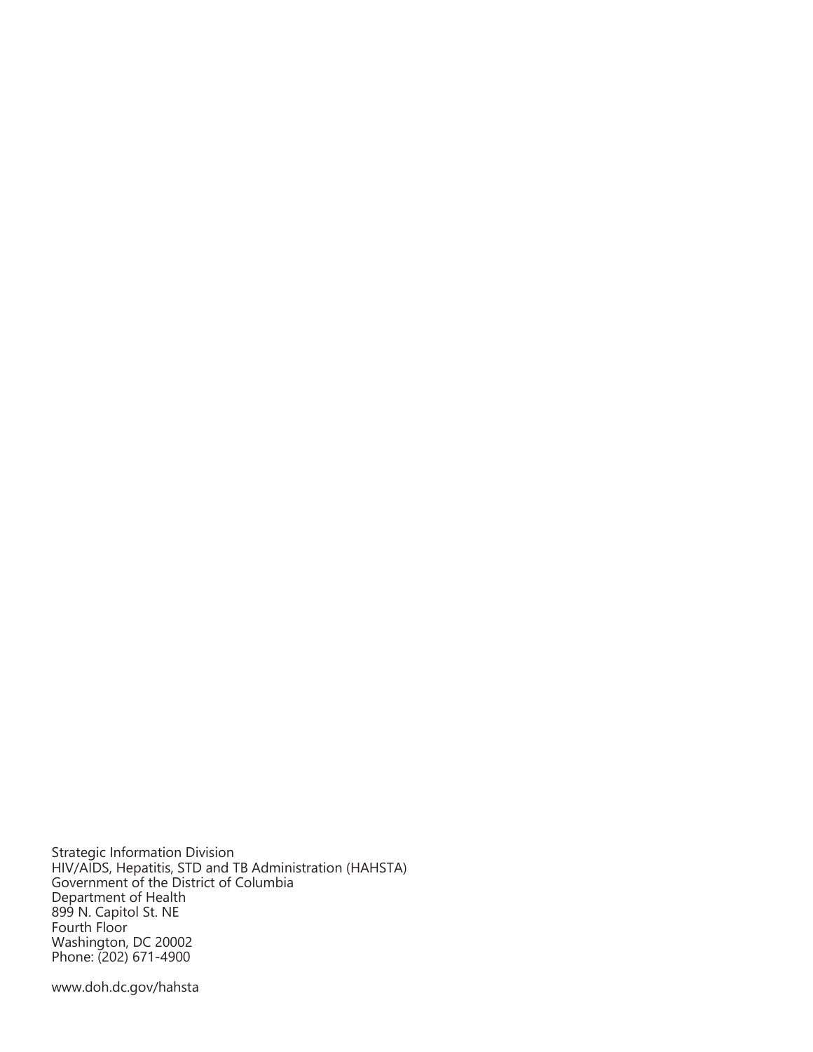Strategic Information Division
HIV/AIDS, Hepatitis, STD and TB Administration (HAHSTA)
Government of the District of Columbia
Department of Health
899 N. Capitol St. NE
Fourth Floor
Washington, DC 20002
Phone: (202) 671-4900

www.doh.dc.gov/hahsta